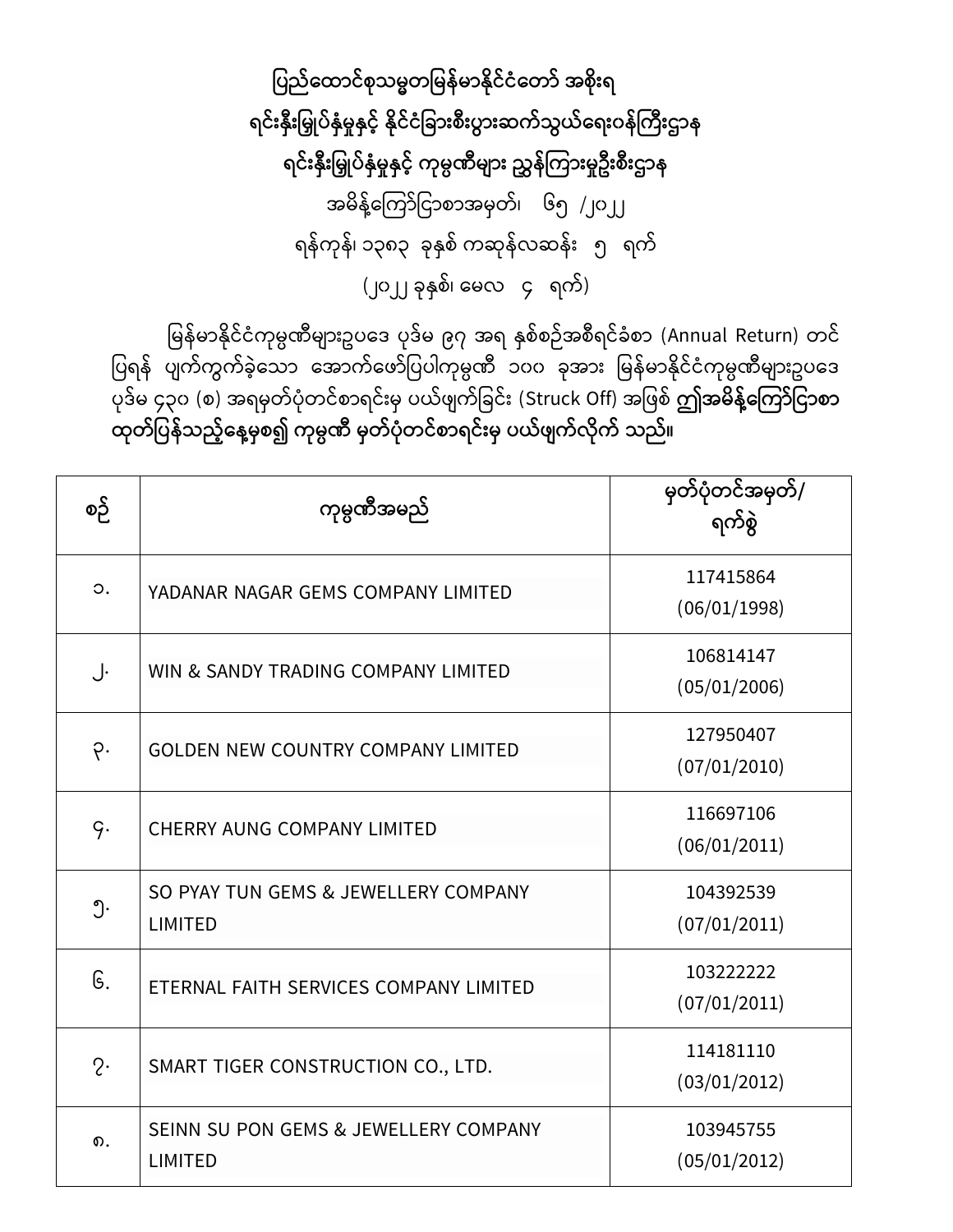**ပြည်ထောင်စုသမ္မတမြန်မာနိုင်ငံတော် အစိုးရ**

**ရင်းနှီးမြှုပ်နှံမှုနှင့် နိုင်ငံခြားစီးပွားဆက်သွယ်ရေးဝန်ကြီးဌာန**

**ရင်းနှီးမြှုပ်နှံမှုနှင့် ကုမ္ပဏီများ ညွှန်ကြားမှုဦးစီးဌာန**

အမိန့်ကြော်ငြာစာအမှတ်၊ ၆၅ /၂၀၂၂

ရန်ကုန်၊ ၁၃၈၃ ခုနှစ် ကဆုန်လဆန်း ၅ ရက်

(၂၀၂၂ ခုနှစ်၊ မေလ ၄ ရက်)

မြန်မာနိုင်ငံကုမ္ပဏီများဥပဒေ ပုဒ်မ ၉၇ အရ နှစ်စဉ်အစီရင်ခံစာ (Annual Return) တင်ပြရန် ပျက်ကွက်ခဲ့သော အောက်ဖော်ပြပါကုမ္ပဏီ ၁၀၀ ခုအား မြန်မာနိုင်ငံကုမ္ပဏီများဥပဒေ ပုဒ်မ ၄၃၀ (စ) အရမှတ်ပုံတင်စာရင်းမှ ပယ်ဖျက်ခြင်း (Struck Off) အဖြစ် **ဤအမိန့်ကြော်ငြာစာ ထုတ်ပြန်သည့်နေ့မှစ၍ ကုမ္ပဏီ မှတ်ပုံတင်စာရင်းမှ ပယ်ဖျက်လိုက် သည်။**

| စဉ် | ကုမ္ပဏီအမည် | မှတ်ပုံတင်အမှတ်/ ရက်စွဲ |
|---|---|---|
| ၁. | YADANAR NAGAR GEMS COMPANY LIMITED | 117415864 (06/01/1998) |
| ၂. | WIN & SANDY TRADING COMPANY LIMITED | 106814147 (05/01/2006) |
| ၃. | GOLDEN NEW COUNTRY COMPANY LIMITED | 127950407 (07/01/2010) |
| ၄. | CHERRY AUNG COMPANY LIMITED | 116697106 (06/01/2011) |
| ၅. | SO PYAY TUN GEMS & JEWELLERY COMPANY LIMITED | 104392539 (07/01/2011) |
| ၆. | ETERNAL FAITH SERVICES COMPANY LIMITED | 103222222 (07/01/2011) |
| ၇. | SMART TIGER CONSTRUCTION CO., LTD. | 114181110 (03/01/2012) |
| ၈. | SEINN SU PON GEMS & JEWELLERY COMPANY LIMITED | 103945755 (05/01/2012) |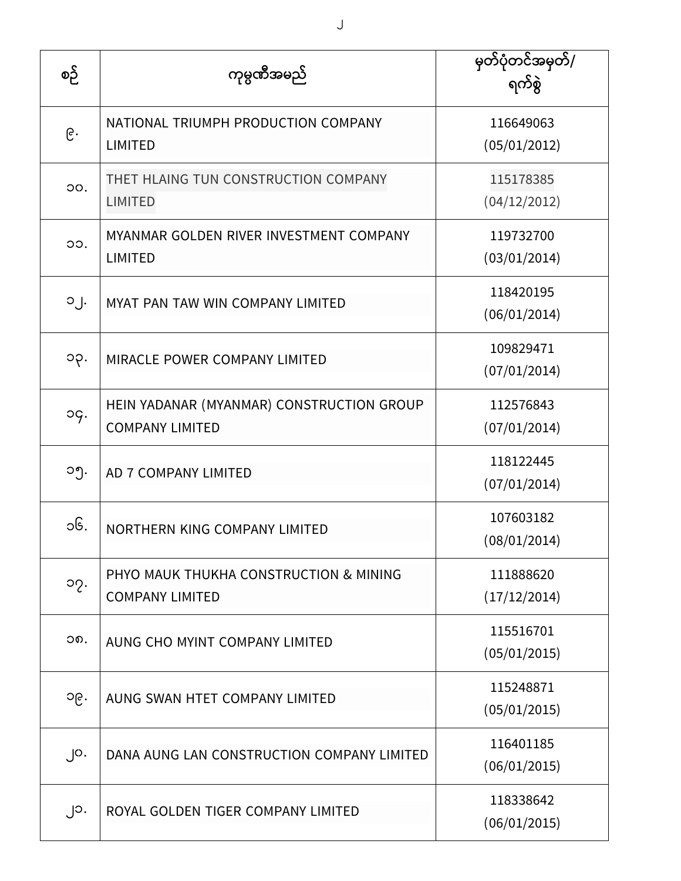| စဉ် | ကုမ္ပဏီအမည် | မှတ်ပုံတင်အမှတ်/ ရက်စွဲ |
| --- | --- | --- |
| ၉. | NATIONAL TRIUMPH PRODUCTION COMPANY LIMITED | 116649063 (05/01/2012) |
| ၁၀. | THET HLAING TUN CONSTRUCTION COMPANY LIMITED | 115178385 (04/12/2012) |
| ၁၁. | MYANMAR GOLDEN RIVER INVESTMENT COMPANY LIMITED | 119732700 (03/01/2014) |
| ၁၂. | MYAT PAN TAW WIN COMPANY LIMITED | 118420195 (06/01/2014) |
| ၁၃. | MIRACLE POWER COMPANY LIMITED | 109829471 (07/01/2014) |
| ၁၄. | HEIN YADANAR (MYANMAR) CONSTRUCTION GROUP COMPANY LIMITED | 112576843 (07/01/2014) |
| ၁၅. | AD 7 COMPANY LIMITED | 118122445 (07/01/2014) |
| ၁၆. | NORTHERN KING COMPANY LIMITED | 107603182 (08/01/2014) |
| ၁၇. | PHYO MAUK THUKHA CONSTRUCTION & MINING COMPANY LIMITED | 111888620 (17/12/2014) |
| ၁၈. | AUNG CHO MYINT COMPANY LIMITED | 115516701 (05/01/2015) |
| ၁၉. | AUNG SWAN HTET COMPANY LIMITED | 115248871 (05/01/2015) |
| ၂၀. | DANA AUNG LAN CONSTRUCTION COMPANY LIMITED | 116401185 (06/01/2015) |
| ၂၁. | ROYAL GOLDEN TIGER COMPANY LIMITED | 118338642 (06/01/2015) |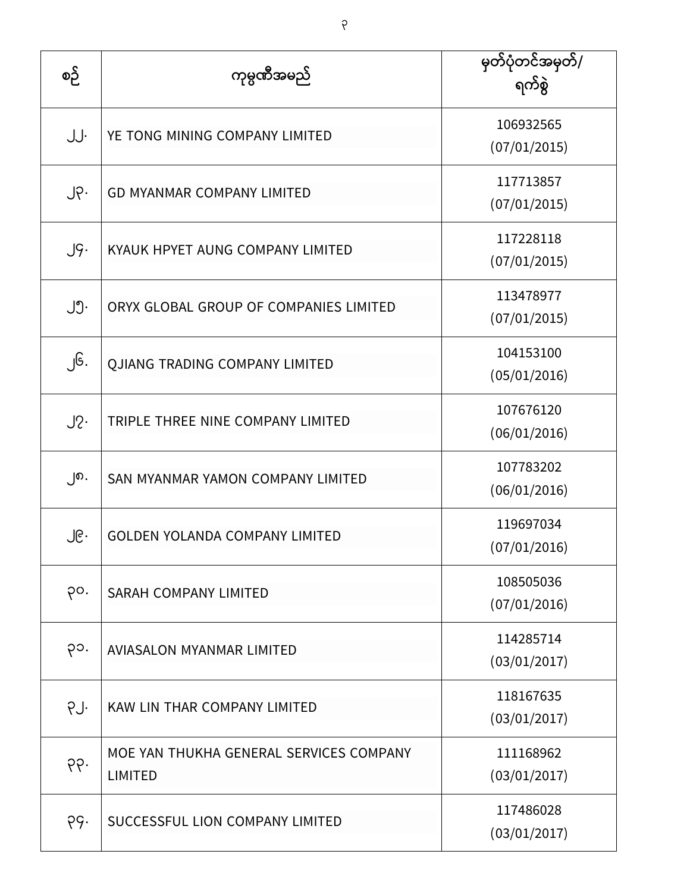| စဉ် | ကုမ္ပဏီအမည် | မှတ်ပုံတင်အမှတ်/ ရက်စွဲ |
|---|---|---|
| ၂၂. | YE TONG MINING COMPANY LIMITED | 106932565 (07/01/2015) |
| ၂၃. | GD MYANMAR COMPANY LIMITED | 117713857 (07/01/2015) |
| ၂၄. | KYAUK HPYET AUNG COMPANY LIMITED | 117228118 (07/01/2015) |
| ၂၅. | ORYX GLOBAL GROUP OF COMPANIES LIMITED | 113478977 (07/01/2015) |
| ၂၆. | QJIANG TRADING COMPANY LIMITED | 104153100 (05/01/2016) |
| ၂၇. | TRIPLE THREE NINE COMPANY LIMITED | 107676120 (06/01/2016) |
| ၂၈. | SAN MYANMAR YAMON COMPANY LIMITED | 107783202 (06/01/2016) |
| ၂၉. | GOLDEN YOLANDA COMPANY LIMITED | 119697034 (07/01/2016) |
| ၃၀. | SARAH COMPANY LIMITED | 108505036 (07/01/2016) |
| ၃၁. | AVIASALON MYANMAR LIMITED | 114285714 (03/01/2017) |
| ၃၂. | KAW LIN THAR COMPANY LIMITED | 118167635 (03/01/2017) |
| ၃၃. | MOE YAN THUKHA GENERAL SERVICES COMPANY LIMITED | 111168962 (03/01/2017) |
| ၃၄. | SUCCESSFUL LION COMPANY LIMITED | 117486028 (03/01/2017) |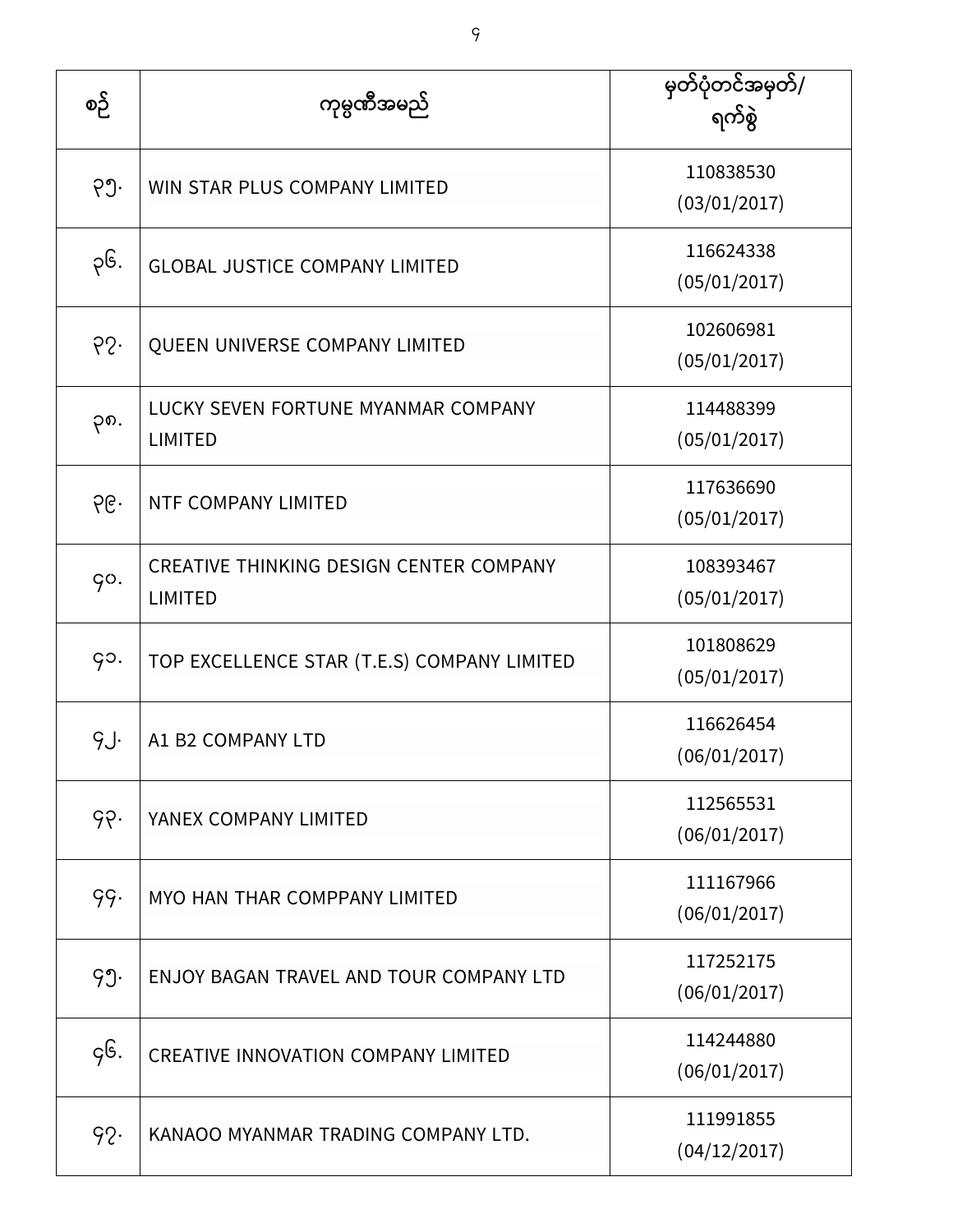| စဉ် | ကုမ္ပဏီအမည် | မှတ်ပုံတင်အမှတ်/ ရက်စွဲ |
| --- | --- | --- |
| ၃၅. | WIN STAR PLUS COMPANY LIMITED | 110838530 (03/01/2017) |
| ၃၆. | GLOBAL JUSTICE COMPANY LIMITED | 116624338 (05/01/2017) |
| ၃၇. | QUEEN UNIVERSE COMPANY LIMITED | 102606981 (05/01/2017) |
| ၃၈. | LUCKY SEVEN FORTUNE MYANMAR COMPANY LIMITED | 114488399 (05/01/2017) |
| ၃၉. | NTF COMPANY LIMITED | 117636690 (05/01/2017) |
| ၄၀. | CREATIVE THINKING DESIGN CENTER COMPANY LIMITED | 108393467 (05/01/2017) |
| ၄၁. | TOP EXCELLENCE STAR (T.E.S) COMPANY LIMITED | 101808629 (05/01/2017) |
| ၄၂. | A1 B2 COMPANY LTD | 116626454 (06/01/2017) |
| ၄၃. | YANEX COMPANY LIMITED | 112565531 (06/01/2017) |
| ၄၄. | MYO HAN THAR COMPPANY LIMITED | 111167966 (06/01/2017) |
| ၄၅. | ENJOY BAGAN TRAVEL AND TOUR COMPANY LTD | 117252175 (06/01/2017) |
| ၄၆. | CREATIVE INNOVATION COMPANY LIMITED | 114244880 (06/01/2017) |
| ၄၇. | KANAOO MYANMAR TRADING COMPANY LTD. | 111991855 (04/12/2017) |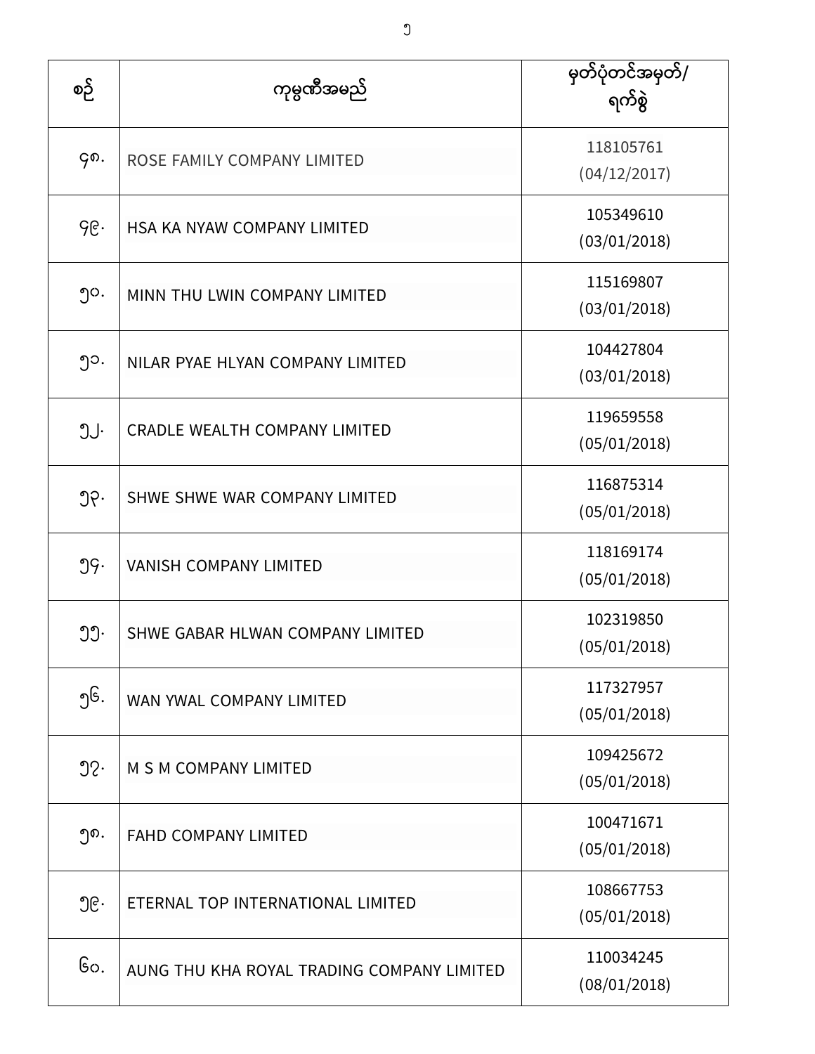| စဉ် | ကုမ္ပဏီအမည် | မှတ်ပုံတင်အမှတ်/ ရက်စွဲ |
|---|---|---|
| ၄၈. | ROSE FAMILY COMPANY LIMITED | 118105761 (04/12/2017) |
| ၄၉. | HSA KA NYAW COMPANY LIMITED | 105349610 (03/01/2018) |
| ၅၀. | MINN THU LWIN COMPANY LIMITED | 115169807 (03/01/2018) |
| ၅၁. | NILAR PYAE HLYAN COMPANY LIMITED | 104427804 (03/01/2018) |
| ၅၂. | CRADLE WEALTH COMPANY LIMITED | 119659558 (05/01/2018) |
| ၅၃. | SHWE SHWE WAR COMPANY LIMITED | 116875314 (05/01/2018) |
| ၅၄. | VANISH COMPANY LIMITED | 118169174 (05/01/2018) |
| ၅၅. | SHWE GABAR HLWAN COMPANY LIMITED | 102319850 (05/01/2018) |
| ၅၆. | WAN YWAL COMPANY LIMITED | 117327957 (05/01/2018) |
| ၅၇. | M S M COMPANY LIMITED | 109425672 (05/01/2018) |
| ၅၈. | FAHD COMPANY LIMITED | 100471671 (05/01/2018) |
| ၅၉. | ETERNAL TOP INTERNATIONAL LIMITED | 108667753 (05/01/2018) |
| ၆၀. | AUNG THU KHA ROYAL TRADING COMPANY LIMITED | 110034245 (08/01/2018) |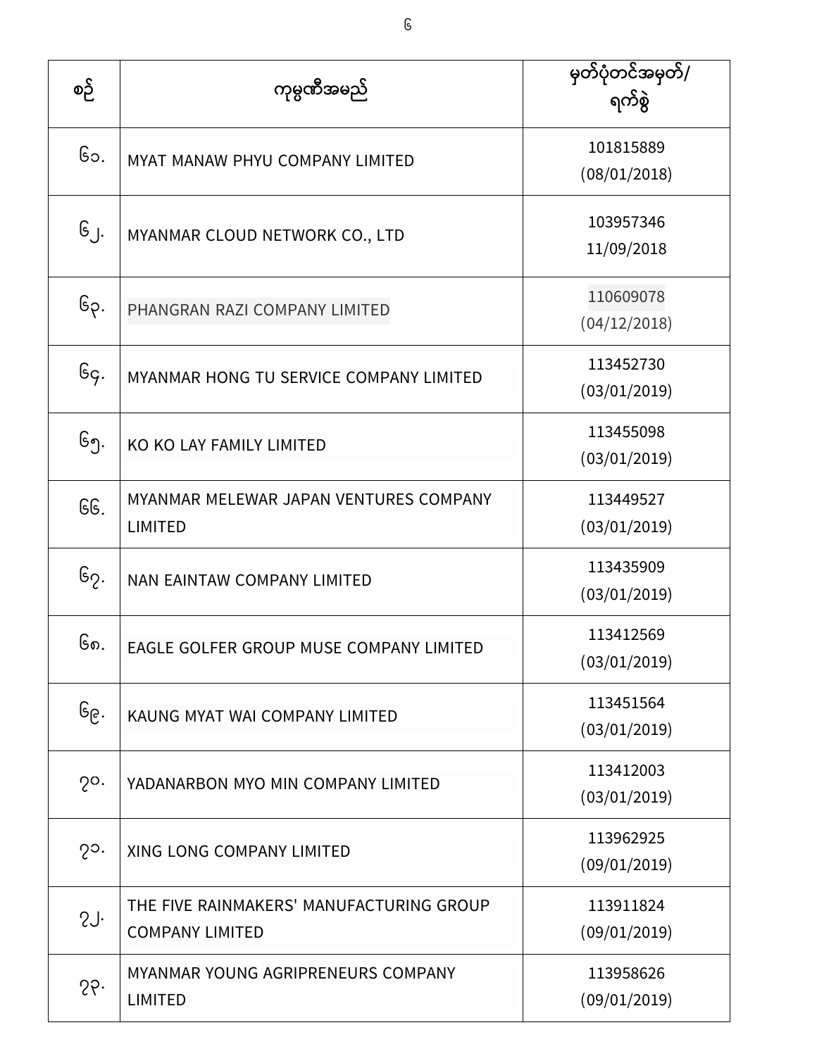| စဉ် | ကုမ္ပဏီအမည် | မှတ်ပုံတင်အမှတ်/ ရက်စွဲ |
| --- | --- | --- |
| ၆၁. | MYAT MANAW PHYU COMPANY LIMITED | 101815889 (08/01/2018) |
| ၆၂. | MYANMAR CLOUD NETWORK CO., LTD | 103957346 11/09/2018 |
| ၆၃. | PHANGRAN RAZI COMPANY LIMITED | 110609078 (04/12/2018) |
| ၆၄. | MYANMAR HONG TU SERVICE COMPANY LIMITED | 113452730 (03/01/2019) |
| ၆၅. | KO KO LAY FAMILY LIMITED | 113455098 (03/01/2019) |
| ၆၆. | MYANMAR MELEWAR JAPAN VENTURES COMPANY LIMITED | 113449527 (03/01/2019) |
| ၆၇. | NAN EAINTAW COMPANY LIMITED | 113435909 (03/01/2019) |
| ၆၈. | EAGLE GOLFER GROUP MUSE COMPANY LIMITED | 113412569 (03/01/2019) |
| ၆၉. | KAUNG MYAT WAI COMPANY LIMITED | 113451564 (03/01/2019) |
| ၇၀. | YADANARBON MYO MIN COMPANY LIMITED | 113412003 (03/01/2019) |
| ၇၁. | XING LONG COMPANY LIMITED | 113962925 (09/01/2019) |
| ၇၂. | THE FIVE RAINMAKERS' MANUFACTURING GROUP COMPANY LIMITED | 113911824 (09/01/2019) |
| ၇၃. | MYANMAR YOUNG AGRIPRENEURS COMPANY LIMITED | 113958626 (09/01/2019) |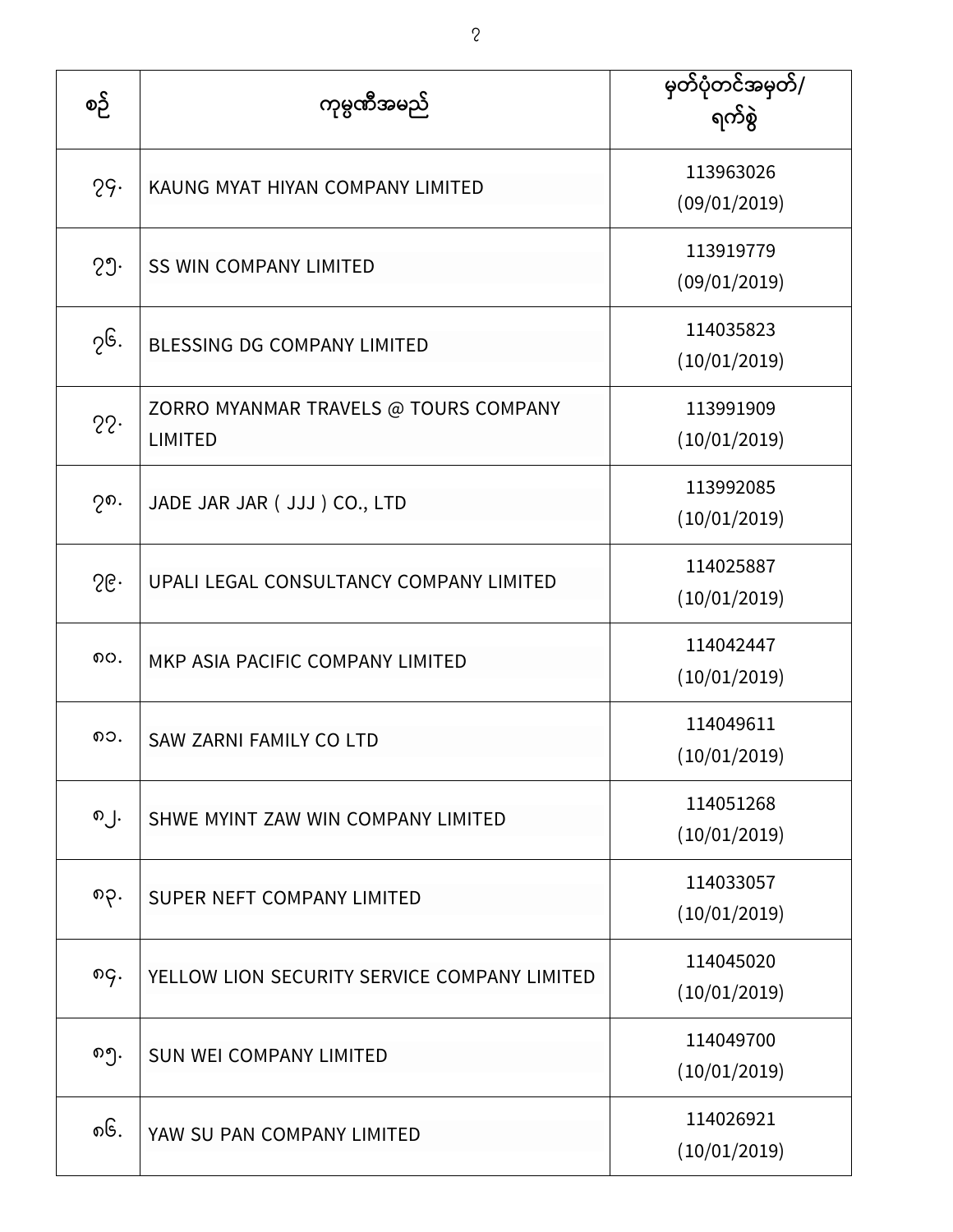| စဉ် | ကုမ္ပဏီအမည် | မှတ်ပုံတင်အမှတ်/ ရက်စွဲ |
| --- | --- | --- |
| ၇၄. | KAUNG MYAT HIYAN COMPANY LIMITED | 113963026 (09/01/2019) |
| ၇၅. | SS WIN COMPANY LIMITED | 113919779 (09/01/2019) |
| ၇၆. | BLESSING DG COMPANY LIMITED | 114035823 (10/01/2019) |
| ၇၇. | ZORRO MYANMAR TRAVELS @ TOURS COMPANY LIMITED | 113991909 (10/01/2019) |
| ၇၈. | JADE JAR JAR ( JJJ ) CO., LTD | 113992085 (10/01/2019) |
| ၇၉. | UPALI LEGAL CONSULTANCY COMPANY LIMITED | 114025887 (10/01/2019) |
| ၈၀. | MKP ASIA PACIFIC COMPANY LIMITED | 114042447 (10/01/2019) |
| ၈၁. | SAW ZARNI FAMILY CO LTD | 114049611 (10/01/2019) |
| ၈၂. | SHWE MYINT ZAW WIN COMPANY LIMITED | 114051268 (10/01/2019) |
| ၈၃. | SUPER NEFT COMPANY LIMITED | 114033057 (10/01/2019) |
| ၈၄. | YELLOW LION SECURITY SERVICE COMPANY LIMITED | 114045020 (10/01/2019) |
| ၈၅. | SUN WEI COMPANY LIMITED | 114049700 (10/01/2019) |
| ၈၆. | YAW SU PAN COMPANY LIMITED | 114026921 (10/01/2019) |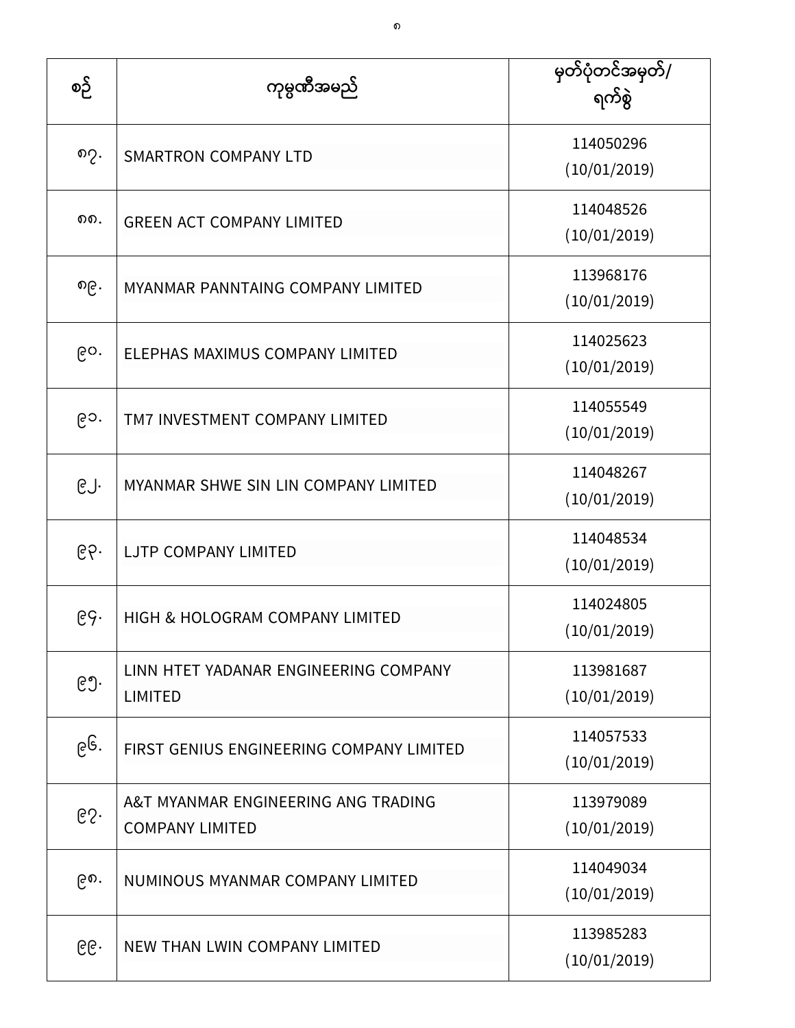| စဉ် | ကုမ္ပဏီအမည် | မှတ်ပုံတင်အမှတ်/ ရက်စွဲ |
| --- | --- | --- |
| ၈၇. | SMARTRON COMPANY LTD | 114050296 (10/01/2019) |
| ၈၈. | GREEN ACT COMPANY LIMITED | 114048526 (10/01/2019) |
| ၈၉. | MYANMAR PANNTAING COMPANY LIMITED | 113968176 (10/01/2019) |
| ၉၀. | ELEPHAS MAXIMUS COMPANY LIMITED | 114025623 (10/01/2019) |
| ၉၁. | TM7 INVESTMENT COMPANY LIMITED | 114055549 (10/01/2019) |
| ၉၂. | MYANMAR SHWE SIN LIN COMPANY LIMITED | 114048267 (10/01/2019) |
| ၉၃. | LJTP COMPANY LIMITED | 114048534 (10/01/2019) |
| ၉၄. | HIGH & HOLOGRAM COMPANY LIMITED | 114024805 (10/01/2019) |
| ၉၅. | LINN HTET YADANAR ENGINEERING COMPANY LIMITED | 113981687 (10/01/2019) |
| ၉၆. | FIRST GENIUS ENGINEERING COMPANY LIMITED | 114057533 (10/01/2019) |
| ၉၇. | A&T MYANMAR ENGINEERING ANG TRADING COMPANY LIMITED | 113979089 (10/01/2019) |
| ၉၈. | NUMINOUS MYANMAR COMPANY LIMITED | 114049034 (10/01/2019) |
| ၉၉. | NEW THAN LWIN COMPANY LIMITED | 113985283 (10/01/2019) |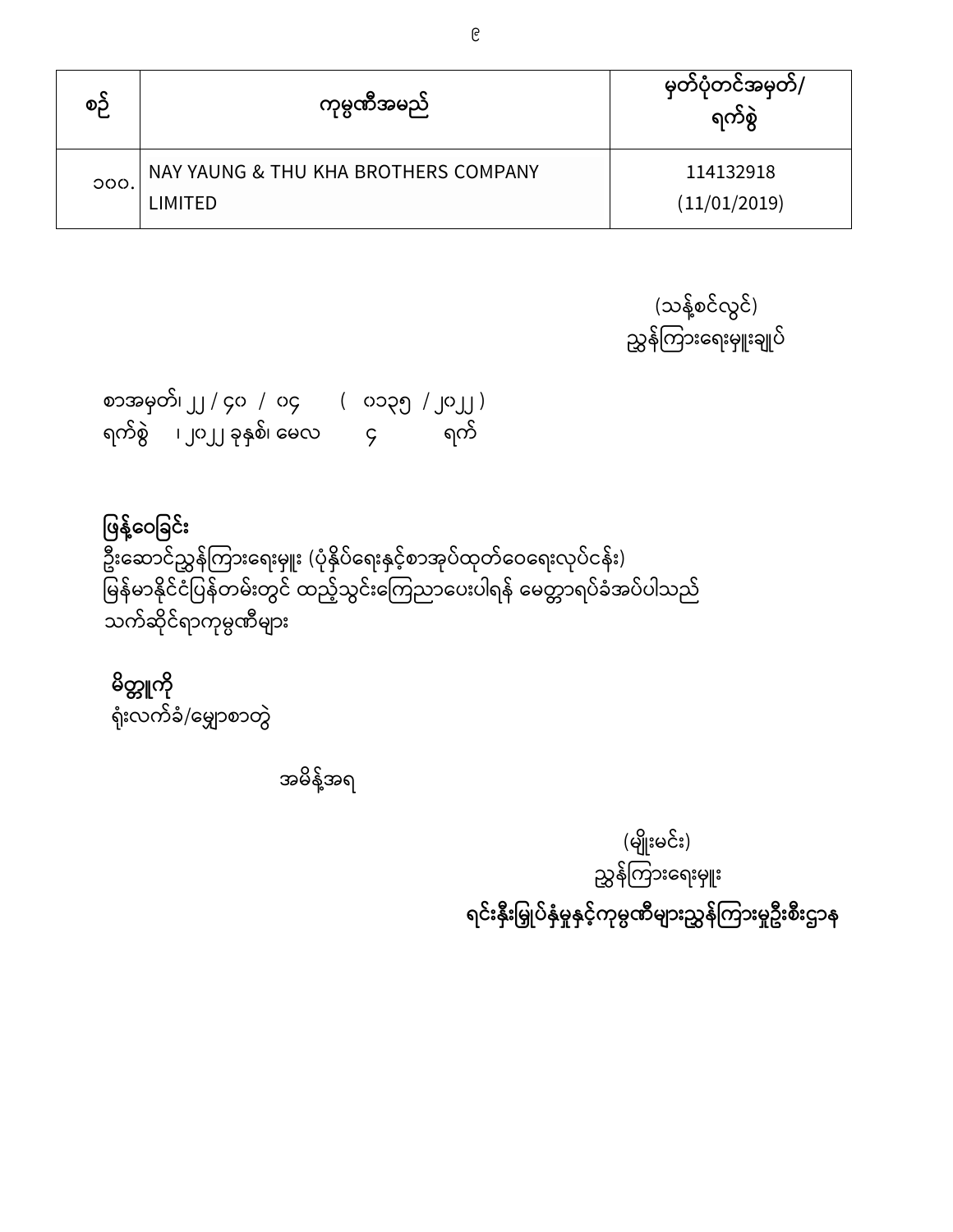| စဉ် | ကုမ္ပဏီအမည် | မှတ်ပုံတင်အမှတ်/ ရက်စွဲ |
|---|---|---|
| ၁၀၀. | NAY YAUNG & THU KHA BROTHERS COMPANY LIMITED | 114132918 (11/01/2019) |

(သန့်စင်လွင်)
ညွှန်ကြားရေးမှူးချုပ်

စာအမှတ်၊ ၂၂ / ၄၀ / ၀၄ ( ၀၁၃၅ / ၂၀၂၂ )
ရက်စွဲ ၊ ၂၀၂၂ ခုနှစ်၊ မေလ ၄ ရက်

**ဖြန့်ဝေခြင်း**
ဦးဆောင်ညွှန်ကြားရေးမှူး (ပုံနှိပ်ရေးနှင့်စာအုပ်ထုတ်ဝေရေးလုပ်ငန်း)
မြန်မာနိုင်ငံပြန်တမ်းတွင် ထည့်သွင်းကြေညာပေးပါရန် မေတ္တာရပ်ခံအပ်ပါသည်
သက်ဆိုင်ရာကုမ္ပဏီများ

**မိတ္တူကို**
ရုံးလက်ခံ/မျှောစာတွဲ

အမိန့်အရ

(မျိုးမင်း)
ညွှန်ကြားရေးမှူး
**ရင်းနှီးမြှုပ်နှံမှုနှင့်ကုမ္ပဏီများညွှန်ကြားမှုဦးစီးဌာန**